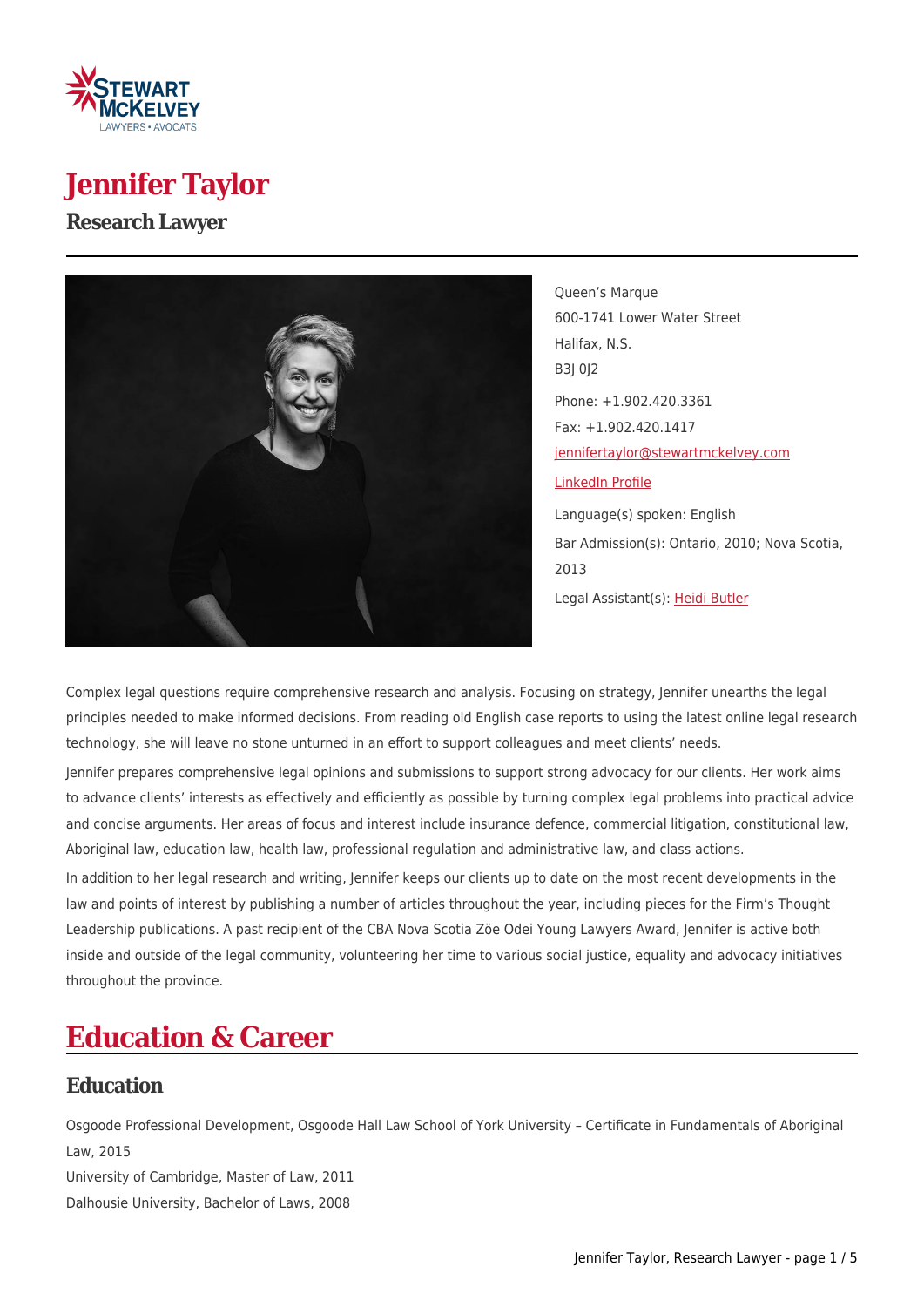# Jennifer Taylor

## Research Lawyer

Queen's Marque
600-1741 Lower Water Street
Halifax, N.S.
B3J 0J2

Phone: +1.902.420.3361
Fax: +1.902.420.1417
jennifertaylor@stewartmckelvey.com

LinkedIn Profile

Language(s) spoken: English

Bar Admission(s): Ontario, 2010; Nova Scotia, 2013

Legal Assistant(s): Heidi Butler

Complex legal questions require comprehensive research and analysis. Focusing on strategy, Jennifer unearths the legal principles needed to make informed decisions. From reading old English case reports to using the latest online legal research technology, she will leave no stone unturned in an effort to support colleagues and meet clients' needs.

Jennifer prepares comprehensive legal opinions and submissions to support strong advocacy for our clients. Her work aims to advance clients' interests as effectively and efficiently as possible by turning complex legal problems into practical advice and concise arguments. Her areas of focus and interest include insurance defence, commercial litigation, constitutional law, Aboriginal law, education law, health law, professional regulation and administrative law, and class actions.

In addition to her legal research and writing, Jennifer keeps our clients up to date on the most recent developments in the law and points of interest by publishing a number of articles throughout the year, including pieces for the Firm's Thought Leadership publications. A past recipient of the CBA Nova Scotia Zöe Odei Young Lawyers Award, Jennifer is active both inside and outside of the legal community, volunteering her time to various social justice, equality and advocacy initiatives throughout the province.

# Education & Career

## Education

Osgoode Professional Development, Osgoode Hall Law School of York University – Certificate in Fundamentals of Aboriginal Law, 2015
University of Cambridge, Master of Law, 2011
Dalhousie University, Bachelor of Laws, 2008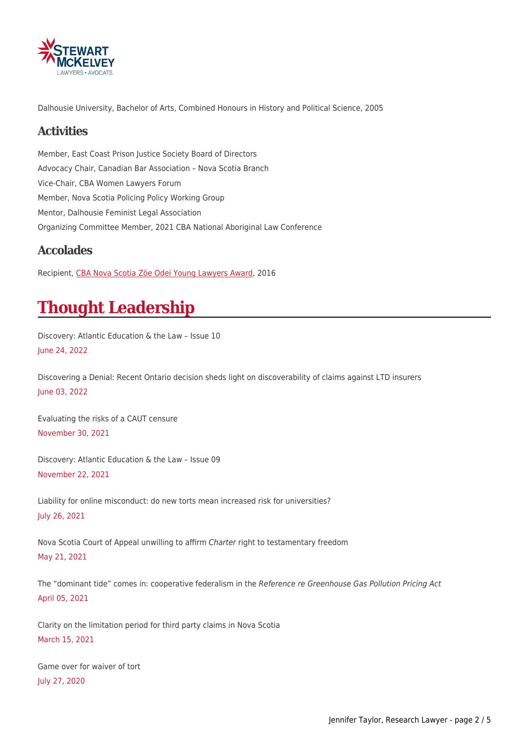Dalhousie University, Bachelor of Arts, Combined Honours in History and Political Science, 2005

## Activities

Member, East Coast Prison Justice Society Board of Directors

Advocacy Chair, Canadian Bar Association – Nova Scotia Branch

Vice-Chair, CBA Women Lawyers Forum

Member, Nova Scotia Policing Policy Working Group

Mentor, Dalhousie Feminist Legal Association

Organizing Committee Member, 2021 CBA National Aboriginal Law Conference

## Accolades

Recipient, CBA Nova Scotia Zöe Odei Young Lawyers Award, 2016

# Thought Leadership

Discovery: Atlantic Education & the Law – Issue 10
June 24, 2022

Discovering a Denial: Recent Ontario decision sheds light on discoverability of claims against LTD insurers
June 03, 2022

Evaluating the risks of a CAUT censure
November 30, 2021

Discovery: Atlantic Education & the Law – Issue 09
November 22, 2021

Liability for online misconduct: do new torts mean increased risk for universities?
July 26, 2021

Nova Scotia Court of Appeal unwilling to affirm *Charter* right to testamentary freedom
May 21, 2021

The "dominant tide" comes in: cooperative federalism in the *Reference re Greenhouse Gas Pollution Pricing Act*
April 05, 2021

Clarity on the limitation period for third party claims in Nova Scotia
March 15, 2021

Game over for waiver of tort
July 27, 2020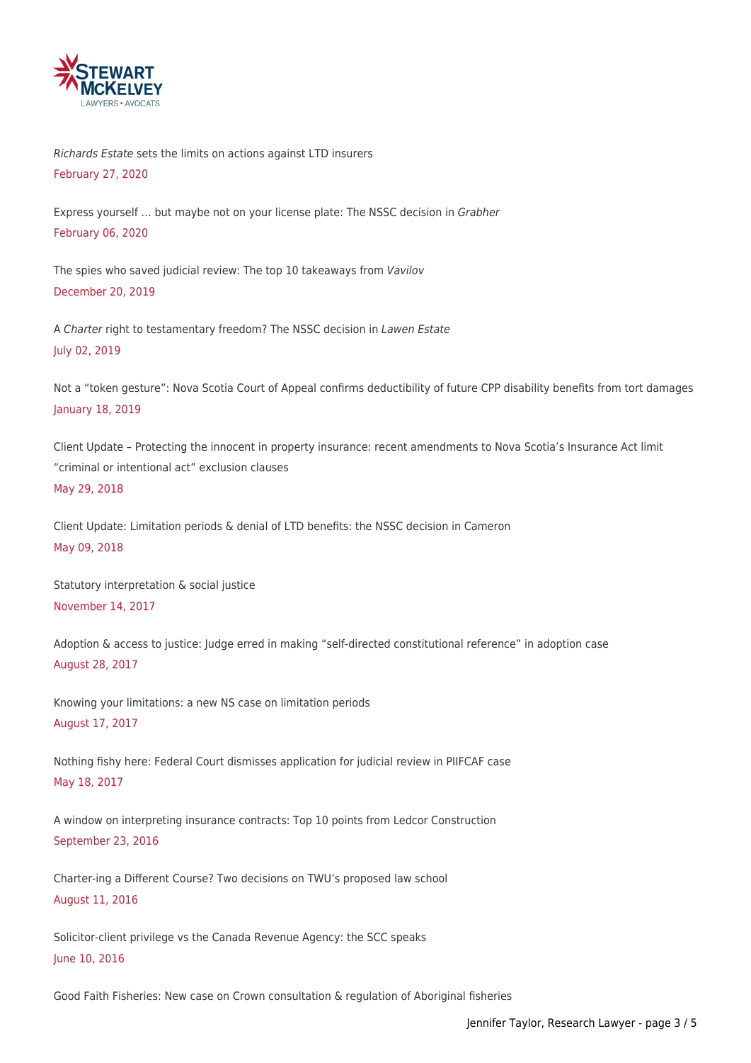*Richards Estate* sets the limits on actions against LTD insurers
February 27, 2020

Express yourself … but maybe not on your license plate: The NSSC decision in *Grabher*
February 06, 2020

The spies who saved judicial review: The top 10 takeaways from *Vavilov*
December 20, 2019

A *Charter* right to testamentary freedom? The NSSC decision in *Lawen Estate*
July 02, 2019

Not a "token gesture": Nova Scotia Court of Appeal confirms deductibility of future CPP disability benefits from tort damages
January 18, 2019

Client Update – Protecting the innocent in property insurance: recent amendments to Nova Scotia's Insurance Act limit "criminal or intentional act" exclusion clauses
May 29, 2018

Client Update: Limitation periods & denial of LTD benefits: the NSSC decision in Cameron
May 09, 2018

Statutory interpretation & social justice
November 14, 2017

Adoption & access to justice: Judge erred in making "self-directed constitutional reference" in adoption case
August 28, 2017

Knowing your limitations: a new NS case on limitation periods
August 17, 2017

Nothing fishy here: Federal Court dismisses application for judicial review in PIIFCAF case
May 18, 2017

A window on interpreting insurance contracts: Top 10 points from Ledcor Construction
September 23, 2016

Charter-ing a Different Course? Two decisions on TWU's proposed law school
August 11, 2016

Solicitor-client privilege vs the Canada Revenue Agency: the SCC speaks
June 10, 2016

Good Faith Fisheries: New case on Crown consultation & regulation of Aboriginal fisheries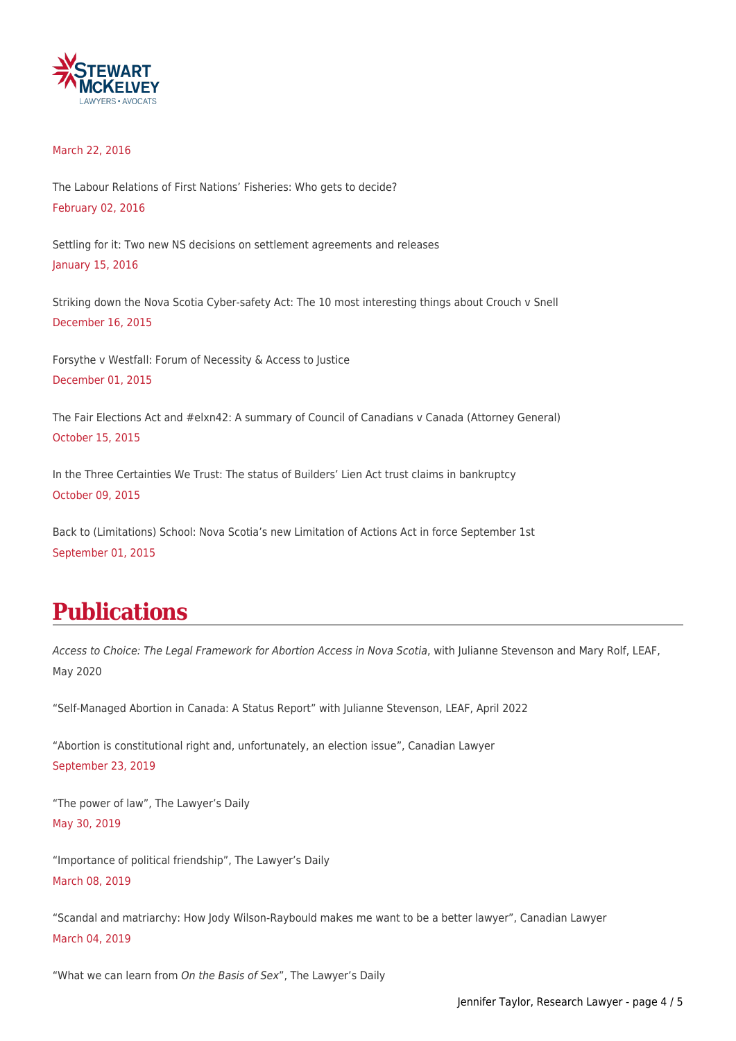March 22, 2016

The Labour Relations of First Nations' Fisheries: Who gets to decide?
February 02, 2016

Settling for it: Two new NS decisions on settlement agreements and releases
January 15, 2016

Striking down the Nova Scotia Cyber-safety Act: The 10 most interesting things about Crouch v Snell
December 16, 2015

Forsythe v Westfall: Forum of Necessity & Access to Justice
December 01, 2015

The Fair Elections Act and #elxn42: A summary of Council of Canadians v Canada (Attorney General)
October 15, 2015

In the Three Certainties We Trust: The status of Builders' Lien Act trust claims in bankruptcy
October 09, 2015

Back to (Limitations) School: Nova Scotia's new Limitation of Actions Act in force September 1st
September 01, 2015

## Publications

*Access to Choice: The Legal Framework for Abortion Access in Nova Scotia*, with Julianne Stevenson and Mary Rolf, LEAF, May 2020

"Self-Managed Abortion in Canada: A Status Report" with Julianne Stevenson, LEAF, April 2022

"Abortion is constitutional right and, unfortunately, an election issue", Canadian Lawyer
September 23, 2019

"The power of law", The Lawyer's Daily
May 30, 2019

"Importance of political friendship", The Lawyer's Daily
March 08, 2019

"Scandal and matriarchy: How Jody Wilson-Raybould makes me want to be a better lawyer", Canadian Lawyer
March 04, 2019

"What we can learn from *On the Basis of Sex*", The Lawyer's Daily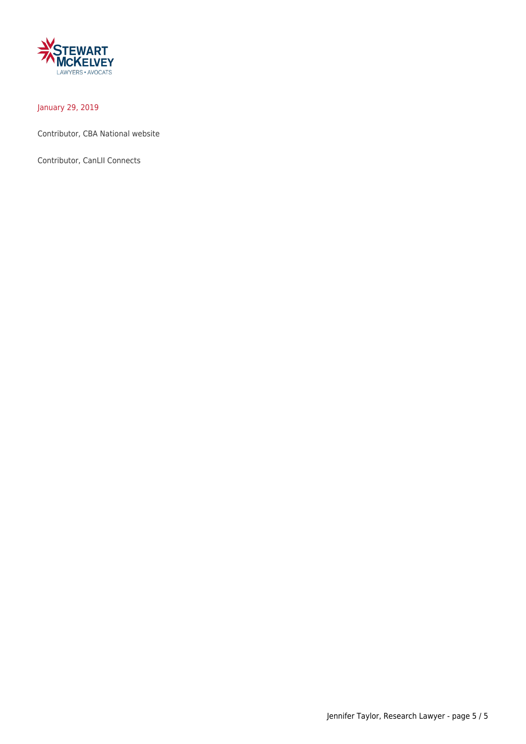January 29, 2019

Contributor, CBA National website

Contributor, CanLII Connects